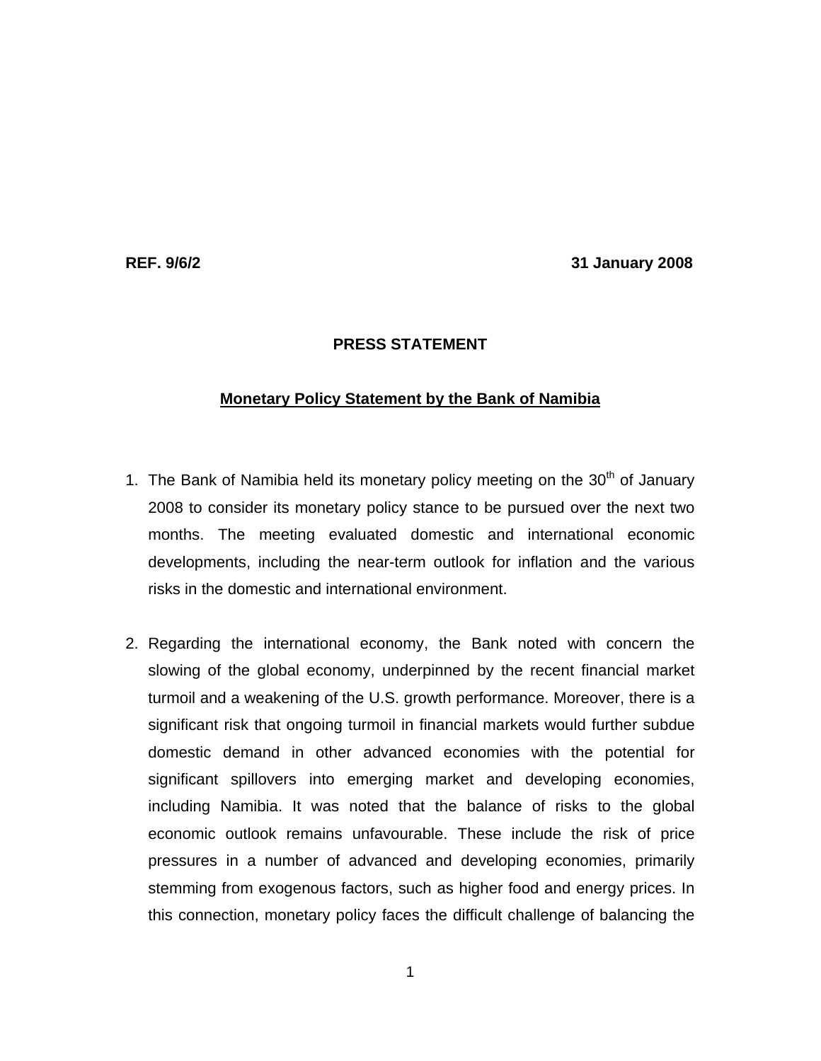**REF. 9/6/2** **31 January 2008**

**PRESS STATEMENT**

**Monetary Policy Statement by the Bank of Namibia**

1. The Bank of Namibia held its monetary policy meeting on the 30th of January 2008 to consider its monetary policy stance to be pursued over the next two months. The meeting evaluated domestic and international economic developments, including the near-term outlook for inflation and the various risks in the domestic and international environment.

2. Regarding the international economy, the Bank noted with concern the slowing of the global economy, underpinned by the recent financial market turmoil and a weakening of the U.S. growth performance. Moreover, there is a significant risk that ongoing turmoil in financial markets would further subdue domestic demand in other advanced economies with the potential for significant spillovers into emerging market and developing economies, including Namibia. It was noted that the balance of risks to the global economic outlook remains unfavourable. These include the risk of price pressures in a number of advanced and developing economies, primarily stemming from exogenous factors, such as higher food and energy prices. In this connection, monetary policy faces the difficult challenge of balancing the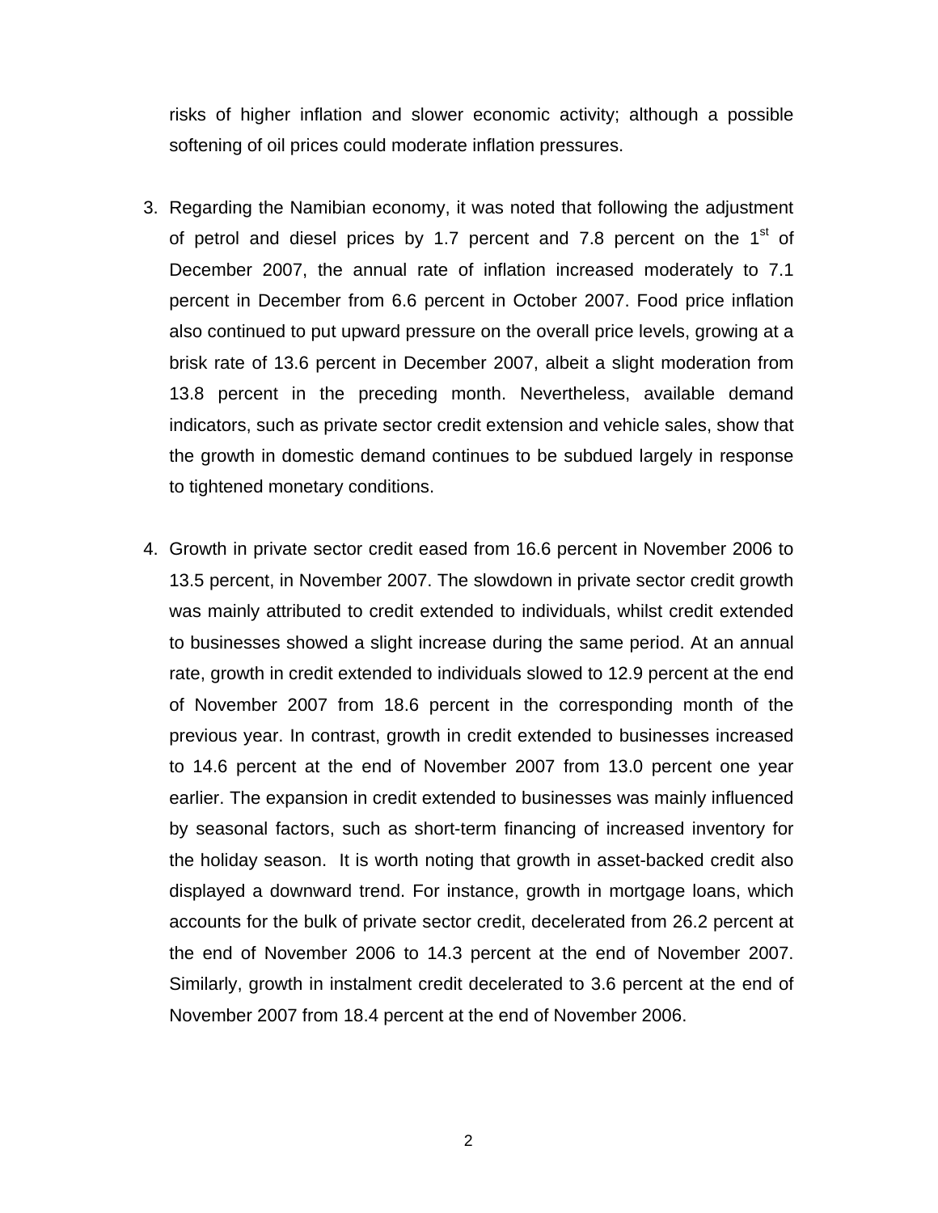risks of higher inflation and slower economic activity; although a possible softening of oil prices could moderate inflation pressures.

3. Regarding the Namibian economy, it was noted that following the adjustment of petrol and diesel prices by 1.7 percent and 7.8 percent on the 1st of December 2007, the annual rate of inflation increased moderately to 7.1 percent in December from 6.6 percent in October 2007. Food price inflation also continued to put upward pressure on the overall price levels, growing at a brisk rate of 13.6 percent in December 2007, albeit a slight moderation from 13.8 percent in the preceding month. Nevertheless, available demand indicators, such as private sector credit extension and vehicle sales, show that the growth in domestic demand continues to be subdued largely in response to tightened monetary conditions.

4. Growth in private sector credit eased from 16.6 percent in November 2006 to 13.5 percent, in November 2007. The slowdown in private sector credit growth was mainly attributed to credit extended to individuals, whilst credit extended to businesses showed a slight increase during the same period. At an annual rate, growth in credit extended to individuals slowed to 12.9 percent at the end of November 2007 from 18.6 percent in the corresponding month of the previous year. In contrast, growth in credit extended to businesses increased to 14.6 percent at the end of November 2007 from 13.0 percent one year earlier. The expansion in credit extended to businesses was mainly influenced by seasonal factors, such as short-term financing of increased inventory for the holiday season. It is worth noting that growth in asset-backed credit also displayed a downward trend. For instance, growth in mortgage loans, which accounts for the bulk of private sector credit, decelerated from 26.2 percent at the end of November 2006 to 14.3 percent at the end of November 2007. Similarly, growth in instalment credit decelerated to 3.6 percent at the end of November 2007 from 18.4 percent at the end of November 2006.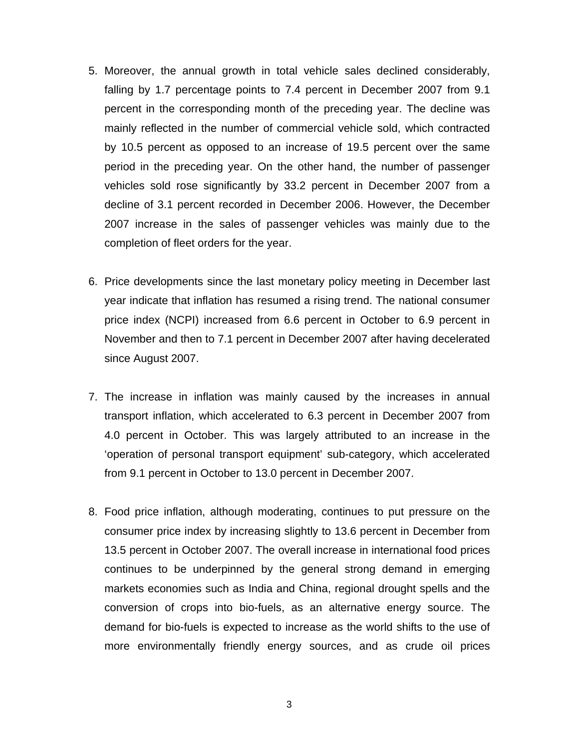5. Moreover, the annual growth in total vehicle sales declined considerably, falling by 1.7 percentage points to 7.4 percent in December 2007 from 9.1 percent in the corresponding month of the preceding year. The decline was mainly reflected in the number of commercial vehicle sold, which contracted by 10.5 percent as opposed to an increase of 19.5 percent over the same period in the preceding year. On the other hand, the number of passenger vehicles sold rose significantly by 33.2 percent in December 2007 from a decline of 3.1 percent recorded in December 2006. However, the December 2007 increase in the sales of passenger vehicles was mainly due to the completion of fleet orders for the year.

6. Price developments since the last monetary policy meeting in December last year indicate that inflation has resumed a rising trend. The national consumer price index (NCPI) increased from 6.6 percent in October to 6.9 percent in November and then to 7.1 percent in December 2007 after having decelerated since August 2007.

7. The increase in inflation was mainly caused by the increases in annual transport inflation, which accelerated to 6.3 percent in December 2007 from 4.0 percent in October. This was largely attributed to an increase in the 'operation of personal transport equipment' sub-category, which accelerated from 9.1 percent in October to 13.0 percent in December 2007.

8. Food price inflation, although moderating, continues to put pressure on the consumer price index by increasing slightly to 13.6 percent in December from 13.5 percent in October 2007. The overall increase in international food prices continues to be underpinned by the general strong demand in emerging markets economies such as India and China, regional drought spells and the conversion of crops into bio-fuels, as an alternative energy source. The demand for bio-fuels is expected to increase as the world shifts to the use of more environmentally friendly energy sources, and as crude oil prices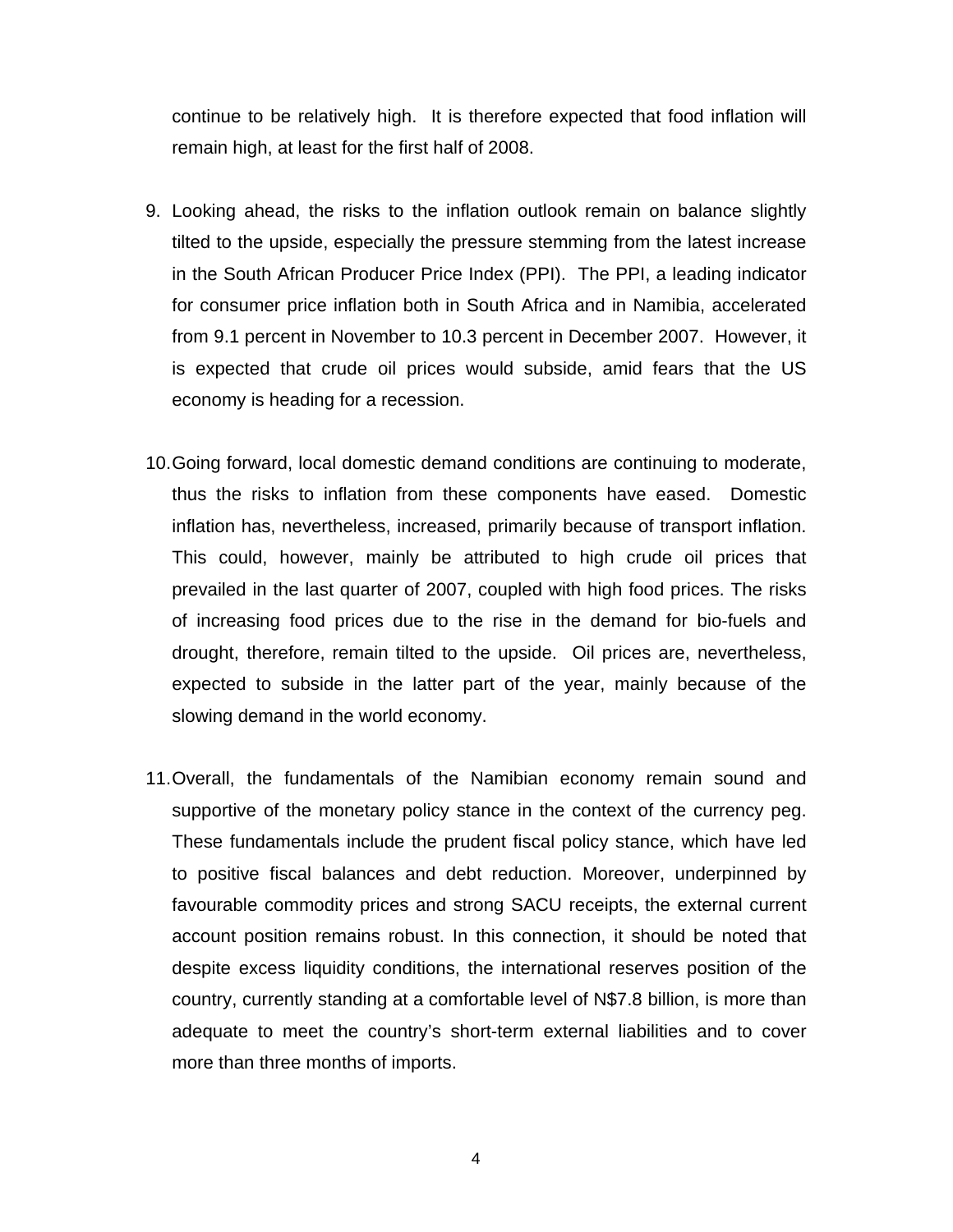continue to be relatively high. It is therefore expected that food inflation will remain high, at least for the first half of 2008.

9. Looking ahead, the risks to the inflation outlook remain on balance slightly tilted to the upside, especially the pressure stemming from the latest increase in the South African Producer Price Index (PPI). The PPI, a leading indicator for consumer price inflation both in South Africa and in Namibia, accelerated from 9.1 percent in November to 10.3 percent in December 2007. However, it is expected that crude oil prices would subside, amid fears that the US economy is heading for a recession.

10. Going forward, local domestic demand conditions are continuing to moderate, thus the risks to inflation from these components have eased. Domestic inflation has, nevertheless, increased, primarily because of transport inflation. This could, however, mainly be attributed to high crude oil prices that prevailed in the last quarter of 2007, coupled with high food prices. The risks of increasing food prices due to the rise in the demand for bio-fuels and drought, therefore, remain tilted to the upside. Oil prices are, nevertheless, expected to subside in the latter part of the year, mainly because of the slowing demand in the world economy.

11. Overall, the fundamentals of the Namibian economy remain sound and supportive of the monetary policy stance in the context of the currency peg. These fundamentals include the prudent fiscal policy stance, which have led to positive fiscal balances and debt reduction. Moreover, underpinned by favourable commodity prices and strong SACU receipts, the external current account position remains robust. In this connection, it should be noted that despite excess liquidity conditions, the international reserves position of the country, currently standing at a comfortable level of N$7.8 billion, is more than adequate to meet the country's short-term external liabilities and to cover more than three months of imports.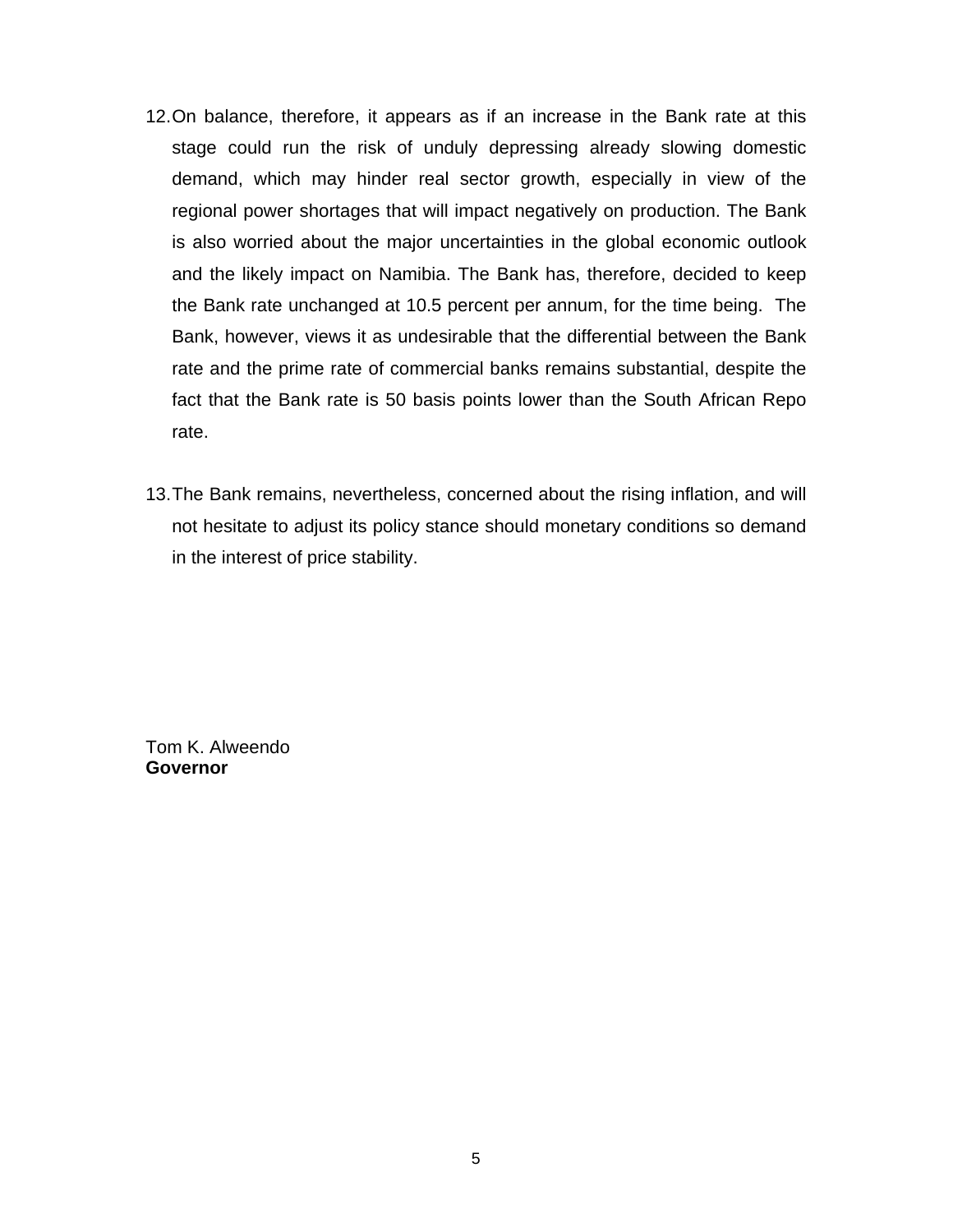12. On balance, therefore, it appears as if an increase in the Bank rate at this stage could run the risk of unduly depressing already slowing domestic demand, which may hinder real sector growth, especially in view of the regional power shortages that will impact negatively on production. The Bank is also worried about the major uncertainties in the global economic outlook and the likely impact on Namibia. The Bank has, therefore, decided to keep the Bank rate unchanged at 10.5 percent per annum, for the time being. The Bank, however, views it as undesirable that the differential between the Bank rate and the prime rate of commercial banks remains substantial, despite the fact that the Bank rate is 50 basis points lower than the South African Repo rate.

13. The Bank remains, nevertheless, concerned about the rising inflation, and will not hesitate to adjust its policy stance should monetary conditions so demand in the interest of price stability.

Tom K. Alweendo
**Governor**